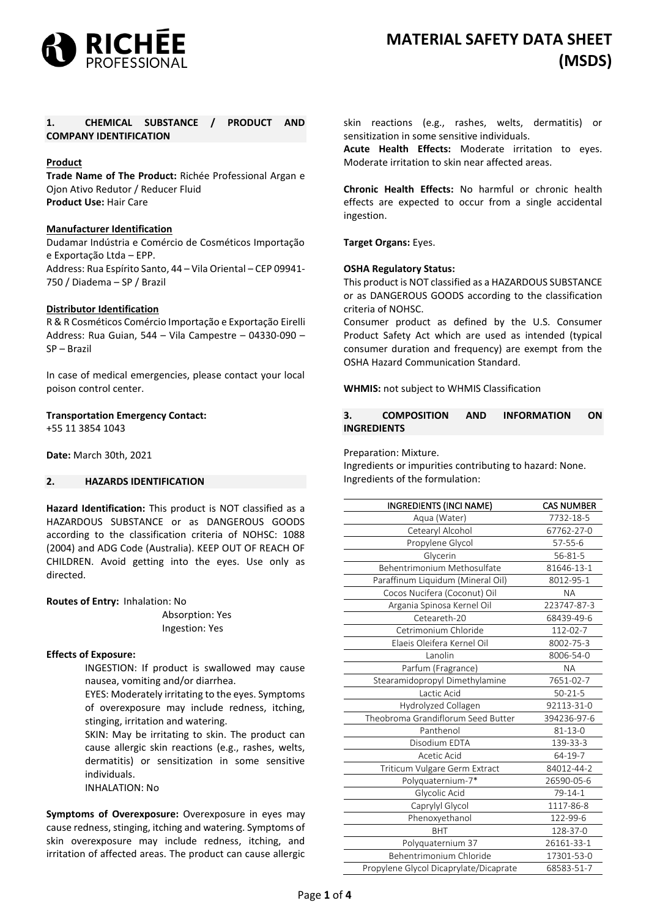# MATERIAL SAFETY DATA SHEET (MSDS)

## 1. CHEMICAL SUBSTANCE / PRODUCT AND COMPANY IDENTIFICATION

**Product**

**Trade Name of The Product:** Richée Professional Argan e Ojon Ativo Redutor / Reducer Fluid
**Product Use:** Hair Care

**Manufacturer Identification**

Dudamar Indústria e Comércio de Cosméticos Importação e Exportação Ltda – EPP.
Address: Rua Espírito Santo, 44 – Vila Oriental – CEP 09941-750 / Diadema – SP / Brazil

**Distributor Identification**

R & R Cosméticos Comércio Importação e Exportação Eirelli
Address: Rua Guian, 544 – Vila Campestre – 04330-090 – SP – Brazil

In case of medical emergencies, please contact your local poison control center.

**Transportation Emergency Contact:**
+55 11 3854 1043

**Date:** March 30th, 2021

## 2. HAZARDS IDENTIFICATION

**Hazard Identification:** This product is NOT classified as a HAZARDOUS SUBSTANCE or as DANGEROUS GOODS according to the classification criteria of NOHSC: 1088 (2004) and ADG Code (Australia). KEEP OUT OF REACH OF CHILDREN. Avoid getting into the eyes. Use only as directed.

**Routes of Entry:** Inhalation: No
Absorption: Yes
Ingestion: Yes

**Effects of Exposure:**

INGESTION: If product is swallowed may cause nausea, vomiting and/or diarrhea.
EYES: Moderately irritating to the eyes. Symptoms of overexposure may include redness, itching, stinging, irritation and watering.
SKIN: May be irritating to skin. The product can cause allergic skin reactions (e.g., rashes, welts, dermatitis) or sensitization in some sensitive individuals.
INHALATION: No

**Symptoms of Overexposure:** Overexposure in eyes may cause redness, stinging, itching and watering. Symptoms of skin overexposure may include redness, itching, and irritation of affected areas. The product can cause allergic skin reactions (e.g., rashes, welts, dermatitis) or sensitization in some sensitive individuals.
**Acute Health Effects:** Moderate irritation to eyes. Moderate irritation to skin near affected areas.

**Chronic Health Effects:** No harmful or chronic health effects are expected to occur from a single accidental ingestion.

**Target Organs:** Eyes.

**OSHA Regulatory Status:**
This product is NOT classified as a HAZARDOUS SUBSTANCE or as DANGEROUS GOODS according to the classification criteria of NOHSC.
Consumer product as defined by the U.S. Consumer Product Safety Act which are used as intended (typical consumer duration and frequency) are exempt from the OSHA Hazard Communication Standard.

**WHMIS:** not subject to WHMIS Classification

## 3. COMPOSITION AND INFORMATION ON INGREDIENTS

Preparation: Mixture.
Ingredients or impurities contributing to hazard: None.
Ingredients of the formulation:

| INGREDIENTS (INCI NAME) | CAS NUMBER |
|---|---|
| Aqua (Water) | 7732-18-5 |
| Cetearyl Alcohol | 67762-27-0 |
| Propylene Glycol | 57-55-6 |
| Glycerin | 56-81-5 |
| Behentrimonium Methosulfate | 81646-13-1 |
| Paraffinum Liquidum (Mineral Oil) | 8012-95-1 |
| Cocos Nucifera (Coconut) Oil | NA |
| Argania Spinosa Kernel Oil | 223747-87-3 |
| Ceteareth-20 | 68439-49-6 |
| Cetrimonium Chloride | 112-02-7 |
| Elaeis Oleifera Kernel Oil | 8002-75-3 |
| Lanolin | 8006-54-0 |
| Parfum (Fragrance) | NA |
| Stearamidopropyl Dimethylamine | 7651-02-7 |
| Lactic Acid | 50-21-5 |
| Hydrolyzed Collagen | 92113-31-0 |
| Theobroma Grandiflorum Seed Butter | 394236-97-6 |
| Panthenol | 81-13-0 |
| Disodium EDTA | 139-33-3 |
| Acetic Acid | 64-19-7 |
| Triticum Vulgare Germ Extract | 84012-44-2 |
| Polyquaternium-7* | 26590-05-6 |
| Glycolic Acid | 79-14-1 |
| Caprylyl Glycol | 1117-86-8 |
| Phenoxyethanol | 122-99-6 |
| BHT | 128-37-0 |
| Polyquaternium 37 | 26161-33-1 |
| Behentrimonium Chloride | 17301-53-0 |
| Propylene Glycol Dicaprylate/Dicaprate | 68583-51-7 |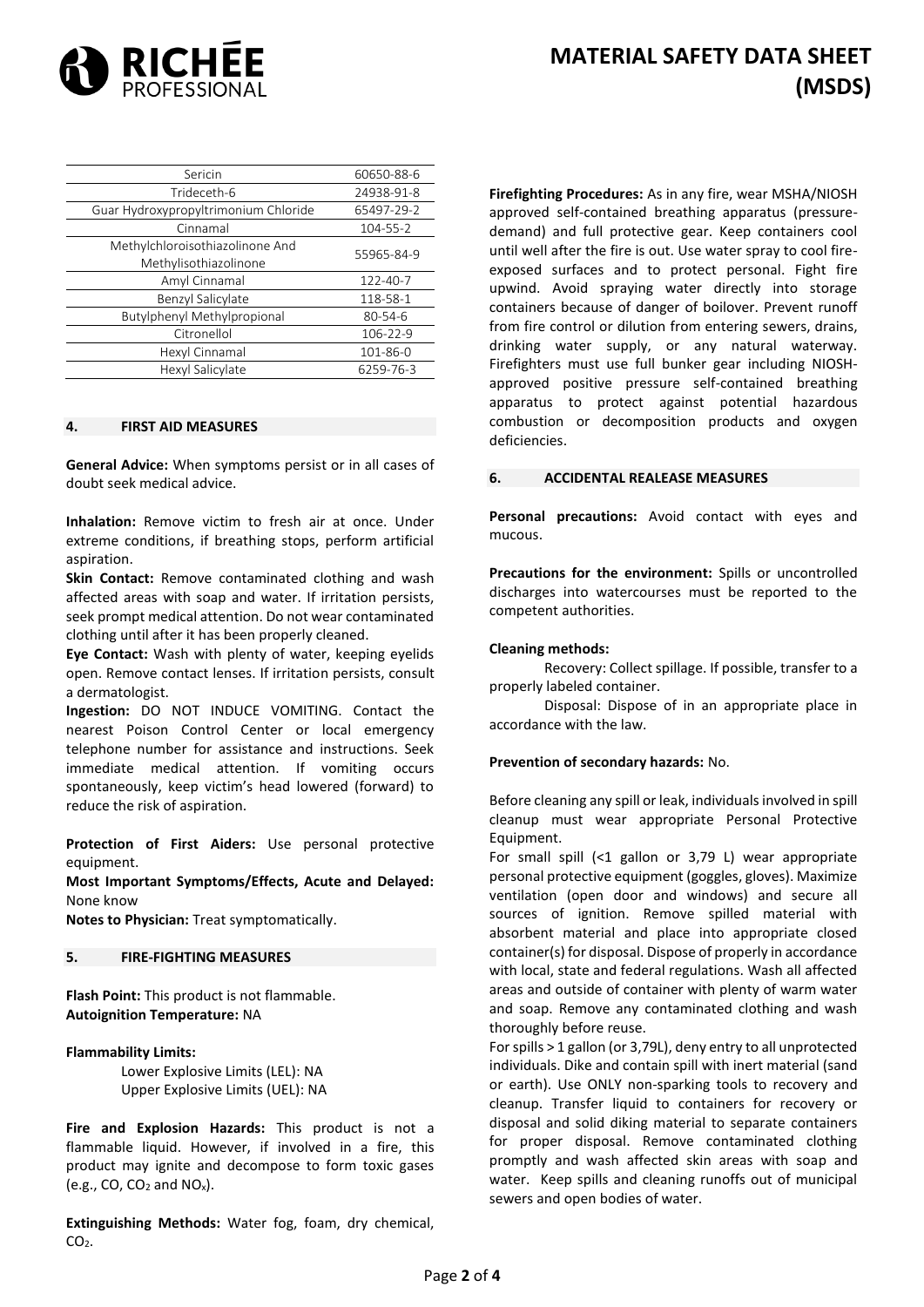| Sericin | 60650-88-6 |
|---|---|
| Trideceth-6 | 24938-91-8 |
| Guar Hydroxypropyltrimonium Chloride | 65497-29-2 |
| Cinnamal | 104-55-2 |
| Methylchloroisothiazolinone And Methylisothiazolinone | 55965-84-9 |
| Amyl Cinnamal | 122-40-7 |
| Benzyl Salicylate | 118-58-1 |
| Butylphenyl Methylpropional | 80-54-6 |
| Citronellol | 106-22-9 |
| Hexyl Cinnamal | 101-86-0 |
| Hexyl Salicylate | 6259-76-3 |

## 4. FIRST AID MEASURES

**General Advice:** When symptoms persist or in all cases of doubt seek medical advice.

**Inhalation:** Remove victim to fresh air at once. Under extreme conditions, if breathing stops, perform artificial aspiration.

**Skin Contact:** Remove contaminated clothing and wash affected areas with soap and water. If irritation persists, seek prompt medical attention. Do not wear contaminated clothing until after it has been properly cleaned.

**Eye Contact:** Wash with plenty of water, keeping eyelids open. Remove contact lenses. If irritation persists, consult a dermatologist.

**Ingestion:** DO NOT INDUCE VOMITING. Contact the nearest Poison Control Center or local emergency telephone number for assistance and instructions. Seek immediate medical attention. If vomiting occurs spontaneously, keep victim's head lowered (forward) to reduce the risk of aspiration.

**Protection of First Aiders:** Use personal protective equipment.

**Most Important Symptoms/Effects, Acute and Delayed:** None know

**Notes to Physician:** Treat symptomatically.

## 5. FIRE-FIGHTING MEASURES

**Flash Point:** This product is not flammable.

**Autoignition Temperature:** NA

**Flammability Limits:**

Lower Explosive Limits (LEL): NA

Upper Explosive Limits (UEL): NA

**Fire and Explosion Hazards:** This product is not a flammable liquid. However, if involved in a fire, this product may ignite and decompose to form toxic gases (e.g., CO, $CO_2$ and $NO_x$).

**Extinguishing Methods:** Water fog, foam, dry chemical, $CO_2$.

**Firefighting Procedures:** As in any fire, wear MSHA/NIOSH approved self-contained breathing apparatus (pressure-demand) and full protective gear. Keep containers cool until well after the fire is out. Use water spray to cool fire-exposed surfaces and to protect personal. Fight fire upwind. Avoid spraying water directly into storage containers because of danger of boilover. Prevent runoff from fire control or dilution from entering sewers, drains, drinking water supply, or any natural waterway. Firefighters must use full bunker gear including NIOSH-approved positive pressure self-contained breathing apparatus to protect against potential hazardous combustion or decomposition products and oxygen deficiencies.

## 6. ACCIDENTAL REALEASE MEASURES

**Personal precautions:** Avoid contact with eyes and mucous.

**Precautions for the environment:** Spills or uncontrolled discharges into watercourses must be reported to the competent authorities.

**Cleaning methods:**

Recovery: Collect spillage. If possible, transfer to a properly labeled container.

Disposal: Dispose of in an appropriate place in accordance with the law.

**Prevention of secondary hazards:** No.

Before cleaning any spill or leak, individuals involved in spill cleanup must wear appropriate Personal Protective Equipment.

For small spill (<1 gallon or 3,79 L) wear appropriate personal protective equipment (goggles, gloves). Maximize ventilation (open door and windows) and secure all sources of ignition. Remove spilled material with absorbent material and place into appropriate closed container(s) for disposal. Dispose of properly in accordance with local, state and federal regulations. Wash all affected areas and outside of container with plenty of warm water and soap. Remove any contaminated clothing and wash thoroughly before reuse.

For spills > 1 gallon (or 3,79L), deny entry to all unprotected individuals. Dike and contain spill with inert material (sand or earth). Use ONLY non-sparking tools to recovery and cleanup. Transfer liquid to containers for recovery or disposal and solid diking material to separate containers for proper disposal. Remove contaminated clothing promptly and wash affected skin areas with soap and water. Keep spills and cleaning runoffs out of municipal sewers and open bodies of water.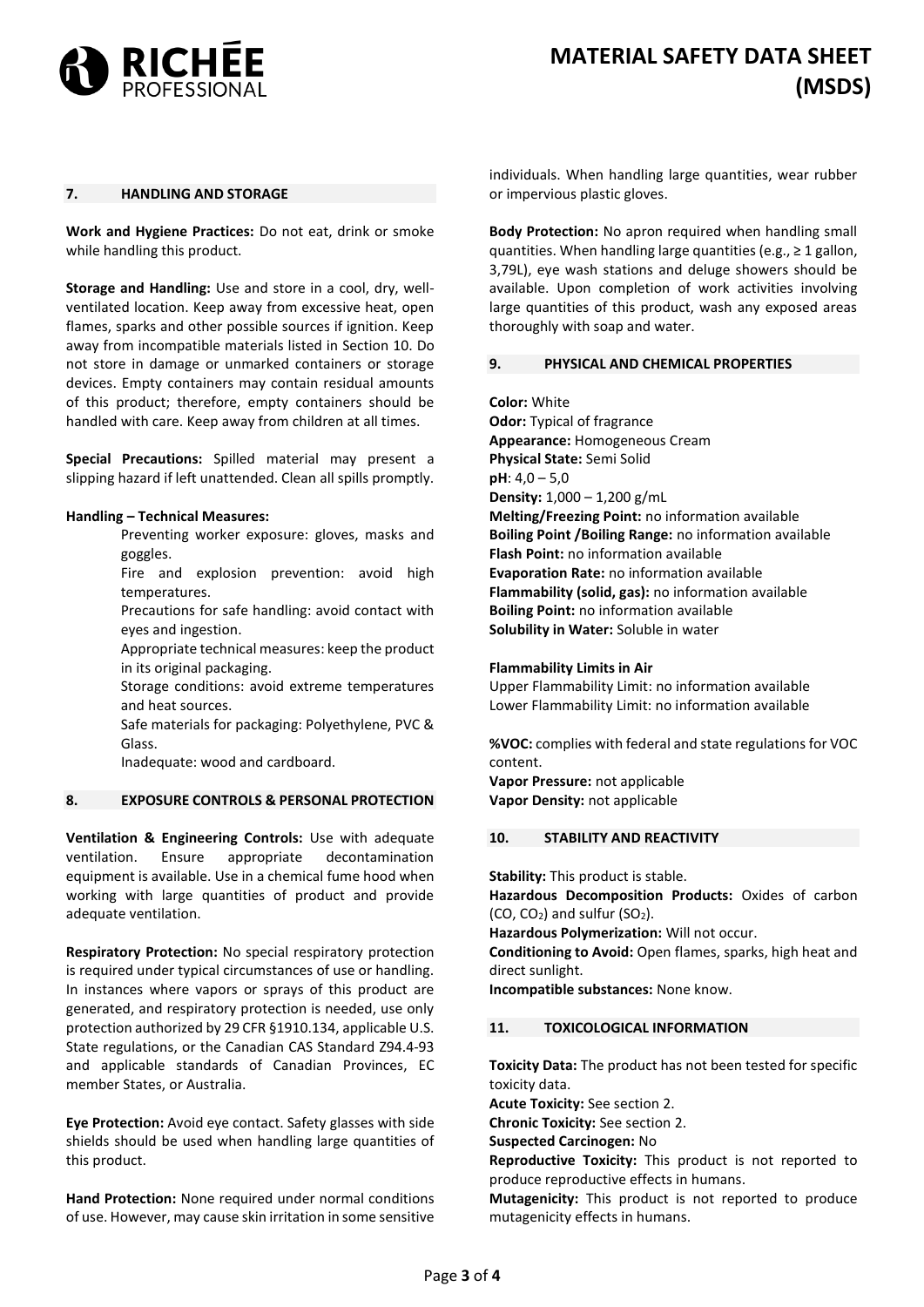## 7. HANDLING AND STORAGE

**Work and Hygiene Practices:** Do not eat, drink or smoke while handling this product.

**Storage and Handling:** Use and store in a cool, dry, well-ventilated location. Keep away from excessive heat, open flames, sparks and other possible sources if ignition. Keep away from incompatible materials listed in Section 10. Do not store in damage or unmarked containers or storage devices. Empty containers may contain residual amounts of this product; therefore, empty containers should be handled with care. Keep away from children at all times.

**Special Precautions:** Spilled material may present a slipping hazard if left unattended. Clean all spills promptly.

**Handling – Technical Measures:**

Preventing worker exposure: gloves, masks and goggles.

Fire and explosion prevention: avoid high temperatures.

Precautions for safe handling: avoid contact with eyes and ingestion.

Appropriate technical measures: keep the product in its original packaging.

Storage conditions: avoid extreme temperatures and heat sources.

Safe materials for packaging: Polyethylene, PVC & Glass.

Inadequate: wood and cardboard.

## 8. EXPOSURE CONTROLS & PERSONAL PROTECTION

**Ventilation & Engineering Controls:** Use with adequate ventilation. Ensure appropriate decontamination equipment is available. Use in a chemical fume hood when working with large quantities of product and provide adequate ventilation.

**Respiratory Protection:** No special respiratory protection is required under typical circumstances of use or handling. In instances where vapors or sprays of this product are generated, and respiratory protection is needed, use only protection authorized by 29 CFR §1910.134, applicable U.S. State regulations, or the Canadian CAS Standard Z94.4-93 and applicable standards of Canadian Provinces, EC member States, or Australia.

**Eye Protection:** Avoid eye contact. Safety glasses with side shields should be used when handling large quantities of this product.

**Hand Protection:** None required under normal conditions of use. However, may cause skin irritation in some sensitive individuals. When handling large quantities, wear rubber or impervious plastic gloves.

**Body Protection:** No apron required when handling small quantities. When handling large quantities (e.g., ≥ 1 gallon, 3,79L), eye wash stations and deluge showers should be available. Upon completion of work activities involving large quantities of this product, wash any exposed areas thoroughly with soap and water.

## 9. PHYSICAL AND CHEMICAL PROPERTIES

**Color:** White
**Odor:** Typical of fragrance
**Appearance:** Homogeneous Cream
**Physical State:** Semi Solid
**pH**: 4,0 – 5,0
**Density:** 1,000 – 1,200 g/mL
**Melting/Freezing Point:** no information available
**Boiling Point /Boiling Range:** no information available
**Flash Point:** no information available
**Evaporation Rate:** no information available
**Flammability (solid, gas):** no information available
**Boiling Point:** no information available
**Solubility in Water:** Soluble in water

**Flammability Limits in Air**
Upper Flammability Limit: no information available
Lower Flammability Limit: no information available

**%VOC:** complies with federal and state regulations for VOC content.
**Vapor Pressure:** not applicable
**Vapor Density:** not applicable

## 10. STABILITY AND REACTIVITY

**Stability:** This product is stable.
**Hazardous Decomposition Products:** Oxides of carbon ($CO$, $CO_2$) and sulfur ($SO_2$).
**Hazardous Polymerization:** Will not occur.
**Conditioning to Avoid:** Open flames, sparks, high heat and direct sunlight.
**Incompatible substances:** None know.

## 11. TOXICOLOGICAL INFORMATION

**Toxicity Data:** The product has not been tested for specific toxicity data.
**Acute Toxicity:** See section 2.
**Chronic Toxicity:** See section 2.
**Suspected Carcinogen:** No
**Reproductive Toxicity:** This product is not reported to produce reproductive effects in humans.
**Mutagenicity:** This product is not reported to produce mutagenicity effects in humans.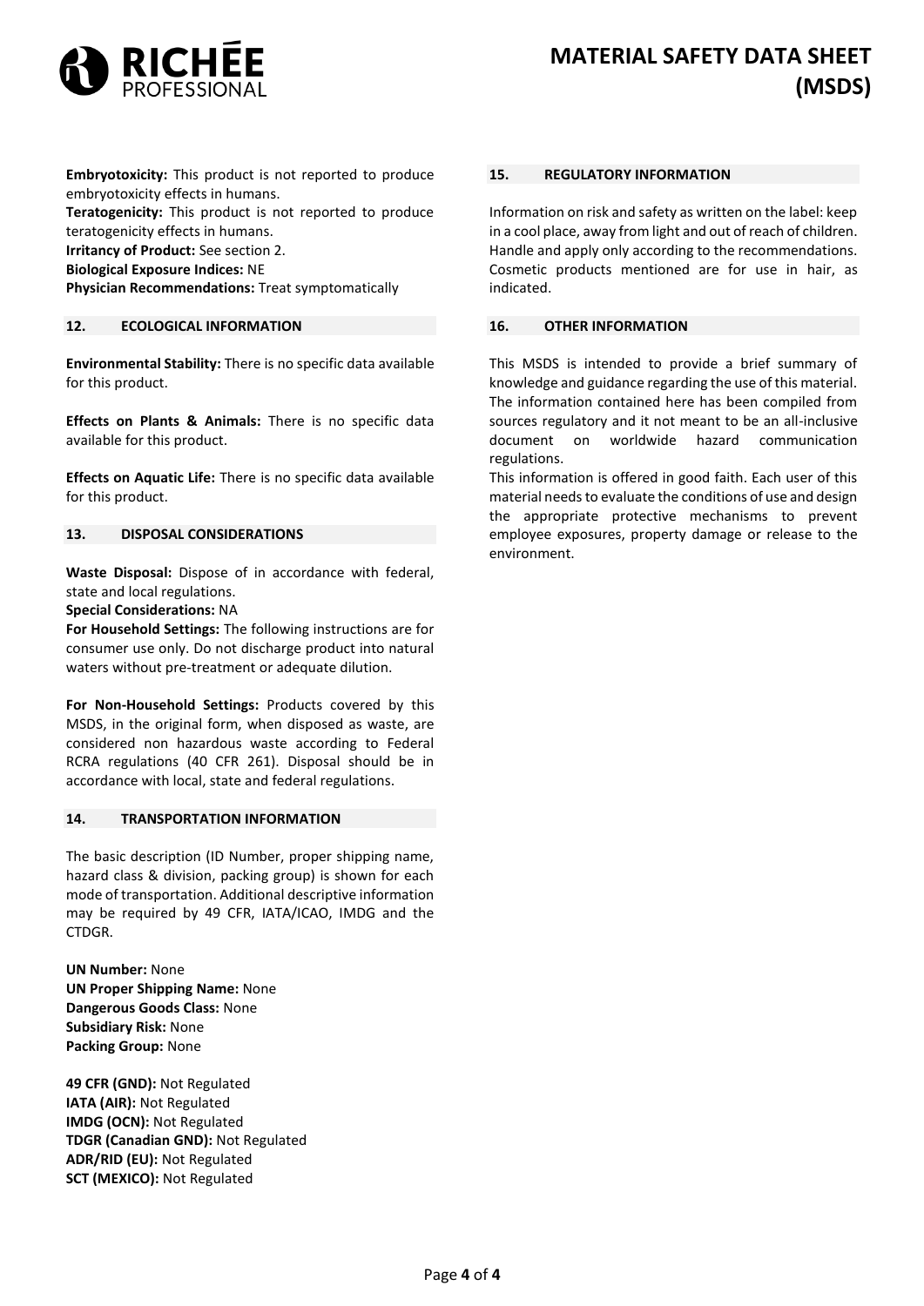**Embryotoxicity:** This product is not reported to produce embryotoxicity effects in humans.
**Teratogenicity:** This product is not reported to produce teratogenicity effects in humans.
**Irritancy of Product:** See section 2.
**Biological Exposure Indices:** NE
**Physician Recommendations:** Treat symptomatically

## 12. ECOLOGICAL INFORMATION

**Environmental Stability:** There is no specific data available for this product.

**Effects on Plants & Animals:** There is no specific data available for this product.

**Effects on Aquatic Life:** There is no specific data available for this product.

## 13. DISPOSAL CONSIDERATIONS

**Waste Disposal:** Dispose of in accordance with federal, state and local regulations.
**Special Considerations:** NA
**For Household Settings:** The following instructions are for consumer use only. Do not discharge product into natural waters without pre-treatment or adequate dilution.

**For Non-Household Settings:** Products covered by this MSDS, in the original form, when disposed as waste, are considered non hazardous waste according to Federal RCRA regulations (40 CFR 261). Disposal should be in accordance with local, state and federal regulations.

## 14. TRANSPORTATION INFORMATION

The basic description (ID Number, proper shipping name, hazard class & division, packing group) is shown for each mode of transportation. Additional descriptive information may be required by 49 CFR, IATA/ICAO, IMDG and the CTDGR.

**UN Number:** None
**UN Proper Shipping Name:** None
**Dangerous Goods Class:** None
**Subsidiary Risk:** None
**Packing Group:** None

**49 CFR (GND):** Not Regulated
**IATA (AIR):** Not Regulated
**IMDG (OCN):** Not Regulated
**TDGR (Canadian GND):** Not Regulated
**ADR/RID (EU):** Not Regulated
**SCT (MEXICO):** Not Regulated

## 15. REGULATORY INFORMATION

Information on risk and safety as written on the label: keep in a cool place, away from light and out of reach of children. Handle and apply only according to the recommendations. Cosmetic products mentioned are for use in hair, as indicated.

## 16. OTHER INFORMATION

This MSDS is intended to provide a brief summary of knowledge and guidance regarding the use of this material. The information contained here has been compiled from sources regulatory and it not meant to be an all-inclusive document on worldwide hazard communication regulations.
This information is offered in good faith. Each user of this material needs to evaluate the conditions of use and design the appropriate protective mechanisms to prevent employee exposures, property damage or release to the environment.